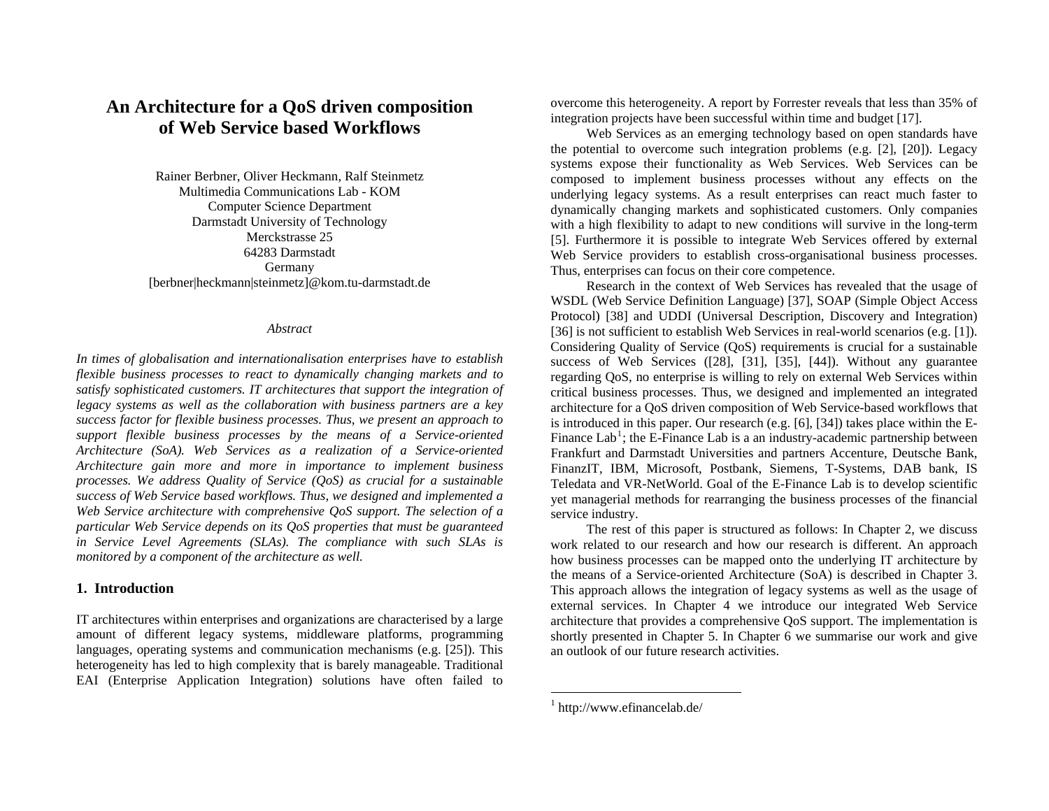# An Architecture for a QoS driven composition of Web Service based Workflows

Rainer Berbner, Oliver Heckmann, Ralf Steinmetz
Multimedia Communications Lab - KOM
Computer Science Department
Darmstadt University of Technology
Merckstrasse 25
64283 Darmstadt
Germany
[berbner|heckmann|steinmetz]@kom.tu-darmstadt.de

*Abstract*

*In times of globalisation and internationalisation enterprises have to establish flexible business processes to react to dynamically changing markets and to satisfy sophisticated customers. IT architectures that support the integration of legacy systems as well as the collaboration with business partners are a key success factor for flexible business processes. Thus, we present an approach to support flexible business processes by the means of a Service-oriented Architecture (SoA). Web Services as a realization of a Service-oriented Architecture gain more and more in importance to implement business processes. We address Quality of Service (QoS) as crucial for a sustainable success of Web Service based workflows. Thus, we designed and implemented a Web Service architecture with comprehensive QoS support. The selection of a particular Web Service depends on its QoS properties that must be guaranteed in Service Level Agreements (SLAs). The compliance with such SLAs is monitored by a component of the architecture as well.*

## 1. Introduction

IT architectures within enterprises and organizations are characterised by a large amount of different legacy systems, middleware platforms, programming languages, operating systems and communication mechanisms (e.g. [25]). This heterogeneity has led to high complexity that is barely manageable. Traditional EAI (Enterprise Application Integration) solutions have often failed to overcome this heterogeneity. A report by Forrester reveals that less than 35% of integration projects have been successful within time and budget [17].

Web Services as an emerging technology based on open standards have the potential to overcome such integration problems (e.g. [2], [20]). Legacy systems expose their functionality as Web Services. Web Services can be composed to implement business processes without any effects on the underlying legacy systems. As a result enterprises can react much faster to dynamically changing markets and sophisticated customers. Only companies with a high flexibility to adapt to new conditions will survive in the long-term [5]. Furthermore it is possible to integrate Web Services offered by external Web Service providers to establish cross-organisational business processes. Thus, enterprises can focus on their core competence.

Research in the context of Web Services has revealed that the usage of WSDL (Web Service Definition Language) [37], SOAP (Simple Object Access Protocol) [38] and UDDI (Universal Description, Discovery and Integration) [36] is not sufficient to establish Web Services in real-world scenarios (e.g. [1]). Considering Quality of Service (QoS) requirements is crucial for a sustainable success of Web Services ([28], [31], [35], [44]). Without any guarantee regarding QoS, no enterprise is willing to rely on external Web Services within critical business processes. Thus, we designed and implemented an integrated architecture for a QoS driven composition of Web Service-based workflows that is introduced in this paper. Our research (e.g. [6], [34]) takes place within the E-Finance Lab[1]; the E-Finance Lab is a an industry-academic partnership between Frankfurt and Darmstadt Universities and partners Accenture, Deutsche Bank, FinanzIT, IBM, Microsoft, Postbank, Siemens, T-Systems, DAB bank, IS Teledata and VR-NetWorld. Goal of the E-Finance Lab is to develop scientific yet managerial methods for rearranging the business processes of the financial service industry.

The rest of this paper is structured as follows: In Chapter 2, we discuss work related to our research and how our research is different. An approach how business processes can be mapped onto the underlying IT architecture by the means of a Service-oriented Architecture (SoA) is described in Chapter 3. This approach allows the integration of legacy systems as well as the usage of external services. In Chapter 4 we introduce our integrated Web Service architecture that provides a comprehensive QoS support. The implementation is shortly presented in Chapter 5. In Chapter 6 we summarise our work and give an outlook of our future research activities.

[1] http://www.efinancelab.de/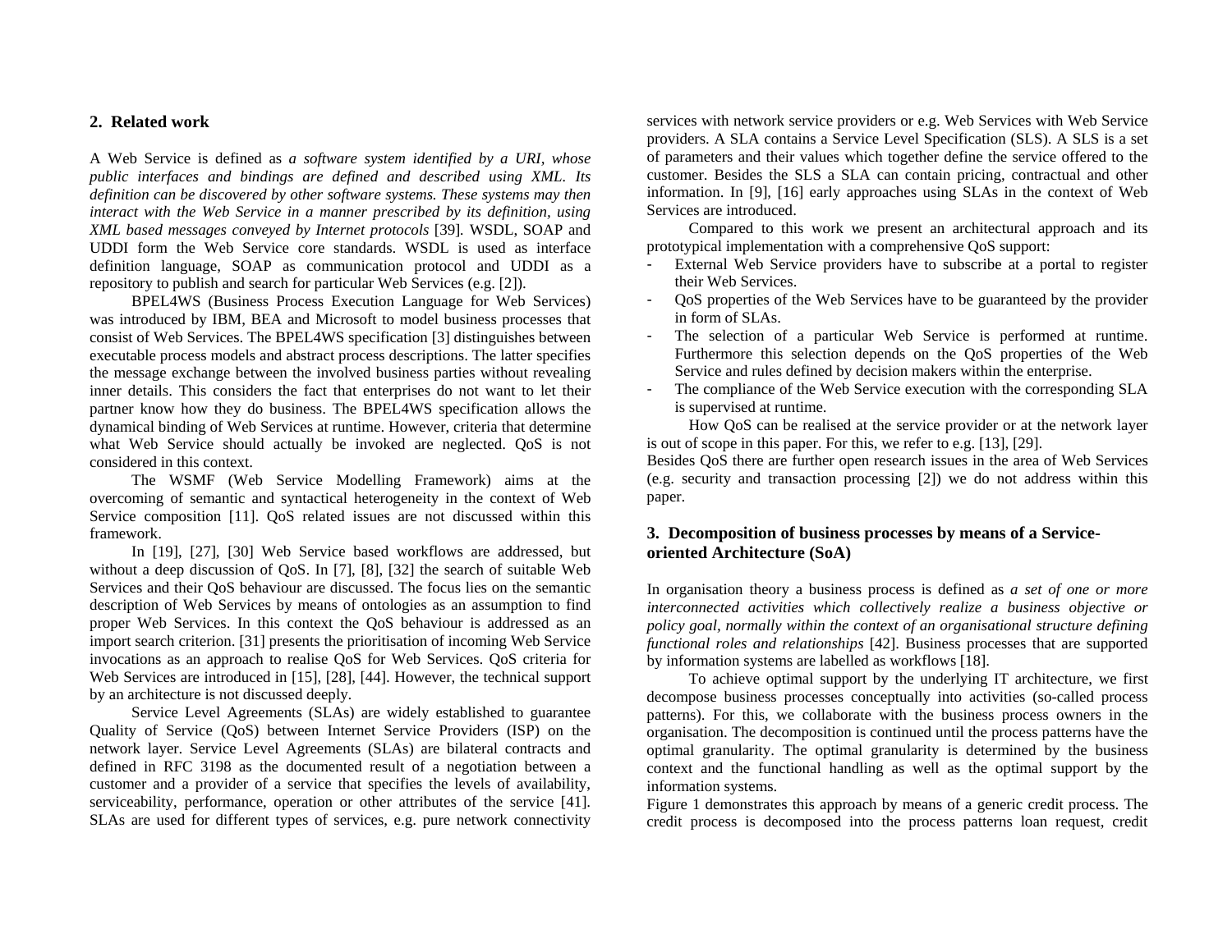## 2. Related work

A Web Service is defined as *a software system identified by a URI, whose public interfaces and bindings are defined and described using XML. Its definition can be discovered by other software systems. These systems may then interact with the Web Service in a manner prescribed by its definition, using XML based messages conveyed by Internet protocols* [39]. WSDL, SOAP and UDDI form the Web Service core standards. WSDL is used as interface definition language, SOAP as communication protocol and UDDI as a repository to publish and search for particular Web Services (e.g. [2]).

BPEL4WS (Business Process Execution Language for Web Services) was introduced by IBM, BEA and Microsoft to model business processes that consist of Web Services. The BPEL4WS specification [3] distinguishes between executable process models and abstract process descriptions. The latter specifies the message exchange between the involved business parties without revealing inner details. This considers the fact that enterprises do not want to let their partner know how they do business. The BPEL4WS specification allows the dynamical binding of Web Services at runtime. However, criteria that determine what Web Service should actually be invoked are neglected. QoS is not considered in this context.

The WSMF (Web Service Modelling Framework) aims at the overcoming of semantic and syntactical heterogeneity in the context of Web Service composition [11]. QoS related issues are not discussed within this framework.

In [19], [27], [30] Web Service based workflows are addressed, but without a deep discussion of QoS. In [7], [8], [32] the search of suitable Web Services and their QoS behaviour are discussed. The focus lies on the semantic description of Web Services by means of ontologies as an assumption to find proper Web Services. In this context the QoS behaviour is addressed as an import search criterion. [31] presents the prioritisation of incoming Web Service invocations as an approach to realise QoS for Web Services. QoS criteria for Web Services are introduced in [15], [28], [44]. However, the technical support by an architecture is not discussed deeply.

Service Level Agreements (SLAs) are widely established to guarantee Quality of Service (QoS) between Internet Service Providers (ISP) on the network layer. Service Level Agreements (SLAs) are bilateral contracts and defined in RFC 3198 as the documented result of a negotiation between a customer and a provider of a service that specifies the levels of availability, serviceability, performance, operation or other attributes of the service [41]. SLAs are used for different types of services, e.g. pure network connectivity services with network service providers or e.g. Web Services with Web Service providers. A SLA contains a Service Level Specification (SLS). A SLS is a set of parameters and their values which together define the service offered to the customer. Besides the SLS a SLA can contain pricing, contractual and other information. In [9], [16] early approaches using SLAs in the context of Web Services are introduced.

Compared to this work we present an architectural approach and its prototypical implementation with a comprehensive QoS support:

- External Web Service providers have to subscribe at a portal to register their Web Services.
- QoS properties of the Web Services have to be guaranteed by the provider in form of SLAs.
- The selection of a particular Web Service is performed at runtime. Furthermore this selection depends on the QoS properties of the Web Service and rules defined by decision makers within the enterprise.
- The compliance of the Web Service execution with the corresponding SLA is supervised at runtime.

How QoS can be realised at the service provider or at the network layer is out of scope in this paper. For this, we refer to e.g. [13], [29].

Besides QoS there are further open research issues in the area of Web Services (e.g. security and transaction processing [2]) we do not address within this paper.

## 3. Decomposition of business processes by means of a Service-oriented Architecture (SoA)

In organisation theory a business process is defined as *a set of one or more interconnected activities which collectively realize a business objective or policy goal, normally within the context of an organisational structure defining functional roles and relationships* [42]. Business processes that are supported by information systems are labelled as workflows [18].

To achieve optimal support by the underlying IT architecture, we first decompose business processes conceptually into activities (so-called process patterns). For this, we collaborate with the business process owners in the organisation. The decomposition is continued until the process patterns have the optimal granularity. The optimal granularity is determined by the business context and the functional handling as well as the optimal support by the information systems.

Figure 1 demonstrates this approach by means of a generic credit process. The credit process is decomposed into the process patterns loan request, credit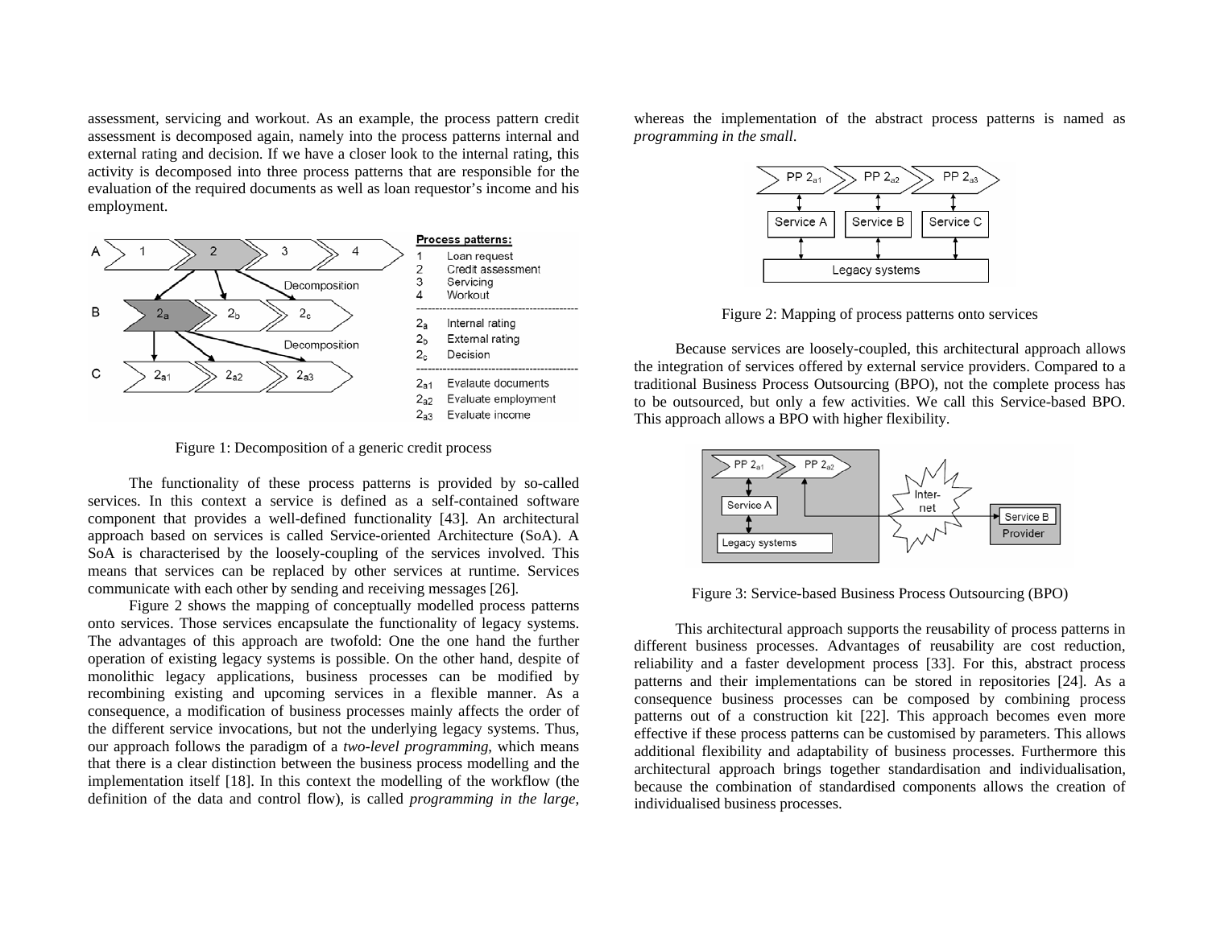assessment, servicing and workout. As an example, the process pattern credit assessment is decomposed again, namely into the process patterns internal and external rating and decision. If we have a closer look to the internal rating, this activity is decomposed into three process patterns that are responsible for the evaluation of the required documents as well as loan requestor's income and his employment.

Figure 1: Decomposition of a generic credit process

The functionality of these process patterns is provided by so-called services. In this context a service is defined as a self-contained software component that provides a well-defined functionality [43]. An architectural approach based on services is called Service-oriented Architecture (SoA). A SoA is characterised by the loosely-coupling of the services involved. This means that services can be replaced by other services at runtime. Services communicate with each other by sending and receiving messages [26].

Figure 2 shows the mapping of conceptually modelled process patterns onto services. Those services encapsulate the functionality of legacy systems. The advantages of this approach are twofold: One the one hand the further operation of existing legacy systems is possible. On the other hand, despite of monolithic legacy applications, business processes can be modified by recombining existing and upcoming services in a flexible manner. As a consequence, a modification of business processes mainly affects the order of the different service invocations, but not the underlying legacy systems. Thus, our approach follows the paradigm of a *two-level programming*, which means that there is a clear distinction between the business process modelling and the implementation itself [18]. In this context the modelling of the workflow (the definition of the data and control flow), is called *programming in the large*, whereas the implementation of the abstract process patterns is named as *programming in the small*.

Figure 2: Mapping of process patterns onto services

Because services are loosely-coupled, this architectural approach allows the integration of services offered by external service providers. Compared to a traditional Business Process Outsourcing (BPO), not the complete process has to be outsourced, but only a few activities. We call this Service-based BPO. This approach allows a BPO with higher flexibility.

Figure 3: Service-based Business Process Outsourcing (BPO)

This architectural approach supports the reusability of process patterns in different business processes. Advantages of reusability are cost reduction, reliability and a faster development process [33]. For this, abstract process patterns and their implementations can be stored in repositories [24]. As a consequence business processes can be composed by combining process patterns out of a construction kit [22]. This approach becomes even more effective if these process patterns can be customised by parameters. This allows additional flexibility and adaptability of business processes. Furthermore this architectural approach brings together standardisation and individualisation, because the combination of standardised components allows the creation of individualised business processes.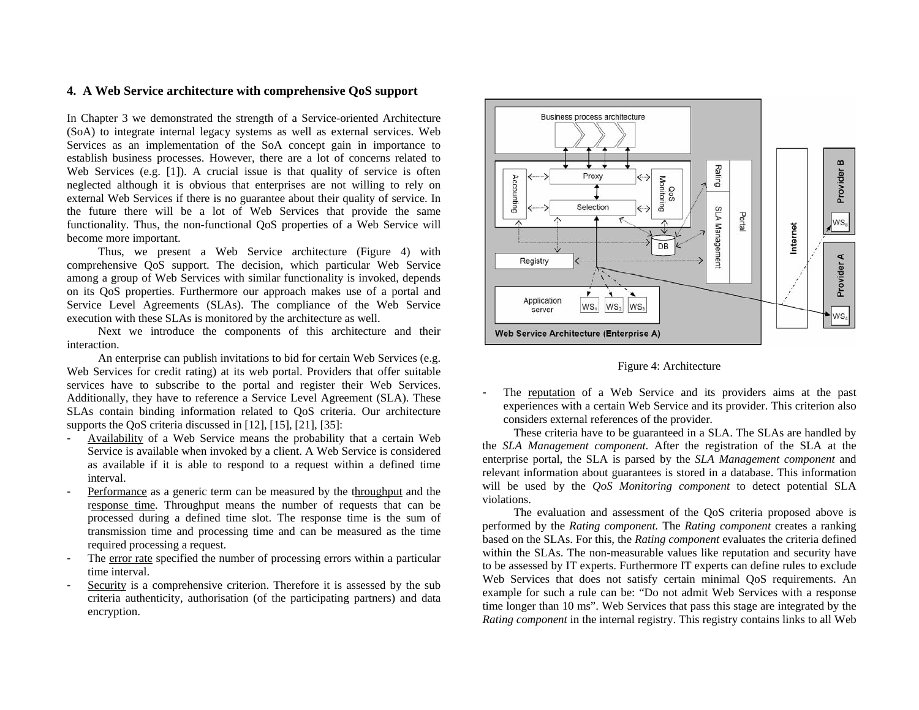## 4. A Web Service architecture with comprehensive QoS support

In Chapter 3 we demonstrated the strength of a Service-oriented Architecture (SoA) to integrate internal legacy systems as well as external services. Web Services as an implementation of the SoA concept gain in importance to establish business processes. However, there are a lot of concerns related to Web Services (e.g. [1]). A crucial issue is that quality of service is often neglected although it is obvious that enterprises are not willing to rely on external Web Services if there is no guarantee about their quality of service. In the future there will be a lot of Web Services that provide the same functionality. Thus, the non-functional QoS properties of a Web Service will become more important.

Thus, we present a Web Service architecture (Figure 4) with comprehensive QoS support. The decision, which particular Web Service among a group of Web Services with similar functionality is invoked, depends on its QoS properties. Furthermore our approach makes use of a portal and Service Level Agreements (SLAs). The compliance of the Web Service execution with these SLAs is monitored by the architecture as well.

Next we introduce the components of this architecture and their interaction.

An enterprise can publish invitations to bid for certain Web Services (e.g. Web Services for credit rating) at its web portal. Providers that offer suitable services have to subscribe to the portal and register their Web Services. Additionally, they have to reference a Service Level Agreement (SLA). These SLAs contain binding information related to QoS criteria. Our architecture supports the QoS criteria discussed in [12], [15], [21], [35]:

- Availability of a Web Service means the probability that a certain Web Service is available when invoked by a client. A Web Service is considered as available if it is able to respond to a request within a defined time interval.
- Performance as a generic term can be measured by the throughput and the response time. Throughput means the number of requests that can be processed during a defined time slot. The response time is the sum of transmission time and processing time and can be measured as the time required processing a request.
- The error rate specified the number of processing errors within a particular time interval.
- Security is a comprehensive criterion. Therefore it is assessed by the sub criteria authenticity, authorisation (of the participating partners) and data encryption.

Figure 4: Architecture

- The reputation of a Web Service and its providers aims at the past experiences with a certain Web Service and its provider. This criterion also considers external references of the provider.

These criteria have to be guaranteed in a SLA. The SLAs are handled by the *SLA Management component.* After the registration of the SLA at the enterprise portal, the SLA is parsed by the *SLA Management component* and relevant information about guarantees is stored in a database. This information will be used by the *QoS Monitoring component* to detect potential SLA violations.

The evaluation and assessment of the QoS criteria proposed above is performed by the *Rating component.* The *Rating component* creates a ranking based on the SLAs. For this, the *Rating component* evaluates the criteria defined within the SLAs. The non-measurable values like reputation and security have to be assessed by IT experts. Furthermore IT experts can define rules to exclude Web Services that does not satisfy certain minimal QoS requirements. An example for such a rule can be: "Do not admit Web Services with a response time longer than 10 ms". Web Services that pass this stage are integrated by the *Rating component* in the internal registry. This registry contains links to all Web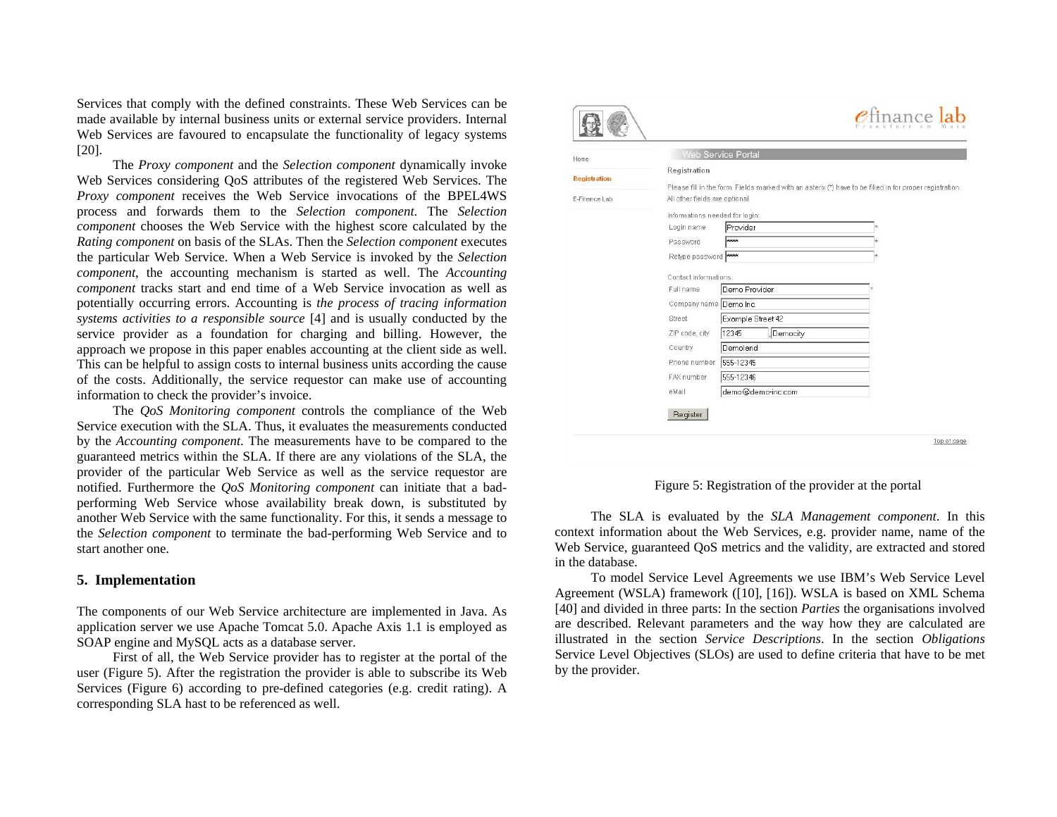Services that comply with the defined constraints. These Web Services can be made available by internal business units or external service providers. Internal Web Services are favoured to encapsulate the functionality of legacy systems [20].

The *Proxy component* and the *Selection component* dynamically invoke Web Services considering QoS attributes of the registered Web Services. The *Proxy component* receives the Web Service invocations of the BPEL4WS process and forwards them to the *Selection component*. The *Selection component* chooses the Web Service with the highest score calculated by the *Rating component* on basis of the SLAs. Then the *Selection component* executes the particular Web Service. When a Web Service is invoked by the *Selection component*, the accounting mechanism is started as well. The *Accounting component* tracks start and end time of a Web Service invocation as well as potentially occurring errors. Accounting is *the process of tracing information systems activities to a responsible source* [4] and is usually conducted by the service provider as a foundation for charging and billing. However, the approach we propose in this paper enables accounting at the client side as well. This can be helpful to assign costs to internal business units according the cause of the costs. Additionally, the service requestor can make use of accounting information to check the provider's invoice.

The *QoS Monitoring component* controls the compliance of the Web Service execution with the SLA. Thus, it evaluates the measurements conducted by the *Accounting component*. The measurements have to be compared to the guaranteed metrics within the SLA. If there are any violations of the SLA, the provider of the particular Web Service as well as the service requestor are notified. Furthermore the *QoS Monitoring component* can initiate that a bad-performing Web Service whose availability break down, is substituted by another Web Service with the same functionality. For this, it sends a message to the *Selection component* to terminate the bad-performing Web Service and to start another one.

## 5. Implementation

The components of our Web Service architecture are implemented in Java. As application server we use Apache Tomcat 5.0. Apache Axis 1.1 is employed as SOAP engine and MySQL acts as a database server.

First of all, the Web Service provider has to register at the portal of the user (Figure 5). After the registration the provider is able to subscribe its Web Services (Figure 6) according to pre-defined categories (e.g. credit rating). A corresponding SLA hast to be referenced as well.

Figure 5: Registration of the provider at the portal

The SLA is evaluated by the *SLA Management component*. In this context information about the Web Services, e.g. provider name, name of the Web Service, guaranteed QoS metrics and the validity, are extracted and stored in the database.

To model Service Level Agreements we use IBM's Web Service Level Agreement (WSLA) framework ([10], [16]). WSLA is based on XML Schema [40] and divided in three parts: In the section *Parties* the organisations involved are described. Relevant parameters and the way how they are calculated are illustrated in the section *Service Descriptions*. In the section *Obligations* Service Level Objectives (SLOs) are used to define criteria that have to be met by the provider.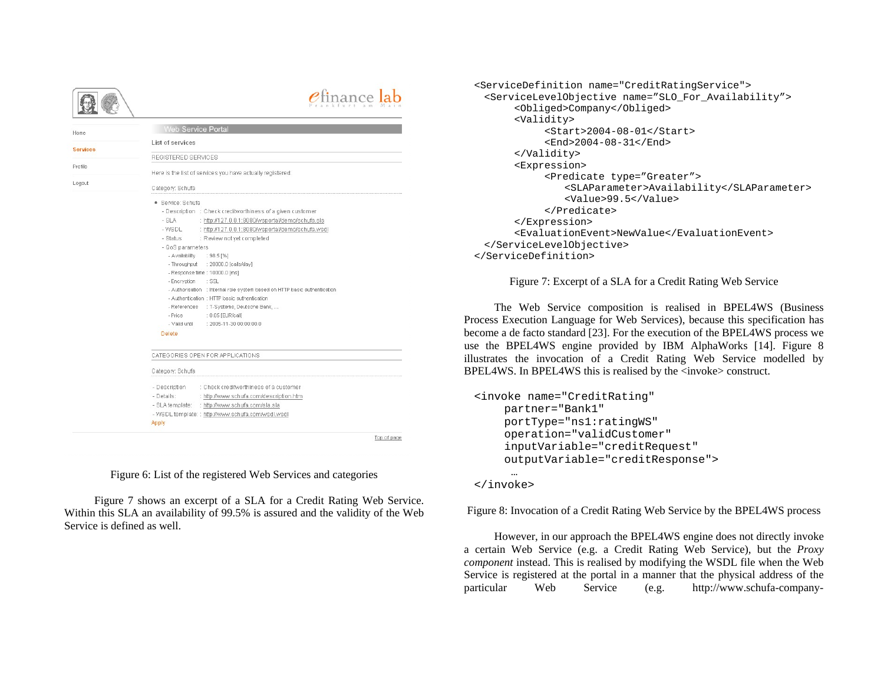Figure 6: List of the registered Web Services and categories

Figure 7 shows an excerpt of a SLA for a Credit Rating Web Service. Within this SLA an availability of 99.5% is assured and the validity of the Web Service is defined as well.

```
<ServiceDefinition name="CreditRatingService">
  <ServiceLevelObjective name="SLO_For_Availability">
      <Obliged>Company</Obliged>
      <Validity>
          <Start>2004-08-01</Start>
          <End>2004-08-31</End>
      </Validity>
      <Expression>
          <Predicate type="Greater">
              <SLAParameter>Availability</SLAParameter>
              <Value>99.5</Value>
          </Predicate>
      </Expression>
      <EvaluationEvent>NewValue</EvaluationEvent>
  </ServiceLevelObjective>
</ServiceDefinition>
```

Figure 7: Excerpt of a SLA for a Credit Rating Web Service

The Web Service composition is realised in BPEL4WS (Business Process Execution Language for Web Services), because this specification has become a de facto standard [23]. For the execution of the BPEL4WS process we use the BPEL4WS engine provided by IBM AlphaWorks [14]. Figure 8 illustrates the invocation of a Credit Rating Web Service modelled by BPEL4WS. In BPEL4WS this is realised by the <invoke> construct.

```
<invoke name="CreditRating"
     partner="Bank1"
     portType="ns1:ratingWS"
     operation="validCustomer"
     inputVariable="creditRequest"
     outputVariable="creditResponse">
     …
</invoke>
```

Figure 8: Invocation of a Credit Rating Web Service by the BPEL4WS process

However, in our approach the BPEL4WS engine does not directly invoke a certain Web Service (e.g. a Credit Rating Web Service), but the *Proxy component* instead. This is realised by modifying the WSDL file when the Web Service is registered at the portal in a manner that the physical address of the particular Web Service (e.g. http://www.schufa-company-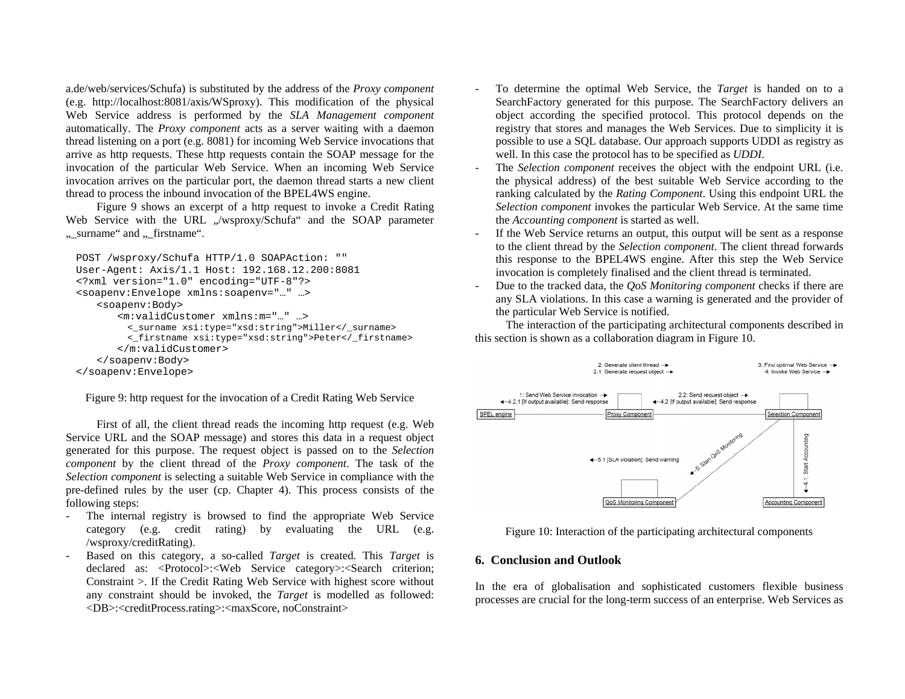a.de/web/services/Schufa) is substituted by the address of the *Proxy component* (e.g. http://localhost:8081/axis/WSproxy). This modification of the physical Web Service address is performed by the *SLA Management component* automatically. The *Proxy component* acts as a server waiting with a daemon thread listening on a port (e.g. 8081) for incoming Web Service invocations that arrive as http requests. These http requests contain the SOAP message for the invocation of the particular Web Service. When an incoming Web Service invocation arrives on the particular port, the daemon thread starts a new client thread to process the inbound invocation of the BPEL4WS engine.

Figure 9 shows an excerpt of a http request to invoke a Credit Rating Web Service with the URL „/wsproxy/Schufa“ and the SOAP parameter „_surname“ and „_firstname“.

```
POST /wsproxy/Schufa HTTP/1.0 SOAPAction: ""
User-Agent: Axis/1.1 Host: 192.168.12.200:8081
<?xml version="1.0" encoding="UTF-8"?>
<soapenv:Envelope xmlns:soapenv="…" …>
    <soapenv:Body>
        <m:validCustomer xmlns:m="…" …>
          <_surname xsi:type="xsd:string">Miller</_surname>
          <_firstname xsi:type="xsd:string">Peter</_firstname>
        </m:validCustomer>
    </soapenv:Body>
</soapenv:Envelope>
```

Figure 9: http request for the invocation of a Credit Rating Web Service

First of all, the client thread reads the incoming http request (e.g. Web Service URL and the SOAP message) and stores this data in a request object generated for this purpose. The request object is passed on to the *Selection component* by the client thread of the *Proxy component*. The task of the *Selection component* is selecting a suitable Web Service in compliance with the pre-defined rules by the user (cp. Chapter 4). This process consists of the following steps:

- The internal registry is browsed to find the appropriate Web Service category (e.g. credit rating) by evaluating the URL (e.g. /wsproxy/creditRating).
- Based on this category, a so-called *Target* is created. This *Target* is declared as: <Protocol>:<Web Service category>:<Search criterion; Constraint >. If the Credit Rating Web Service with highest score without any constraint should be invoked, the *Target* is modelled as followed: <DB>:<creditProcess.rating>:<maxScore, noConstraint>
- To determine the optimal Web Service, the *Target* is handed on to a SearchFactory generated for this purpose. The SearchFactory delivers an object according the specified protocol. This protocol depends on the registry that stores and manages the Web Services. Due to simplicity it is possible to use a SQL database. Our approach supports UDDI as registry as well. In this case the protocol has to be specified as *UDDI*.
- The *Selection component* receives the object with the endpoint URL (i.e. the physical address) of the best suitable Web Service according to the ranking calculated by the *Rating Component*. Using this endpoint URL the *Selection component* invokes the particular Web Service. At the same time the *Accounting component* is started as well.
- If the Web Service returns an output, this output will be sent as a response to the client thread by the *Selection component*. The client thread forwards this response to the BPEL4WS engine. After this step the Web Service invocation is completely finalised and the client thread is terminated.
- Due to the tracked data, the *QoS Monitoring component* checks if there are any SLA violations. In this case a warning is generated and the provider of the particular Web Service is notified.

The interaction of the participating architectural components described in this section is shown as a collaboration diagram in Figure 10.

Figure 10: Interaction of the participating architectural components

## 6. Conclusion and Outlook

In the era of globalisation and sophisticated customers flexible business processes are crucial for the long-term success of an enterprise. Web Services as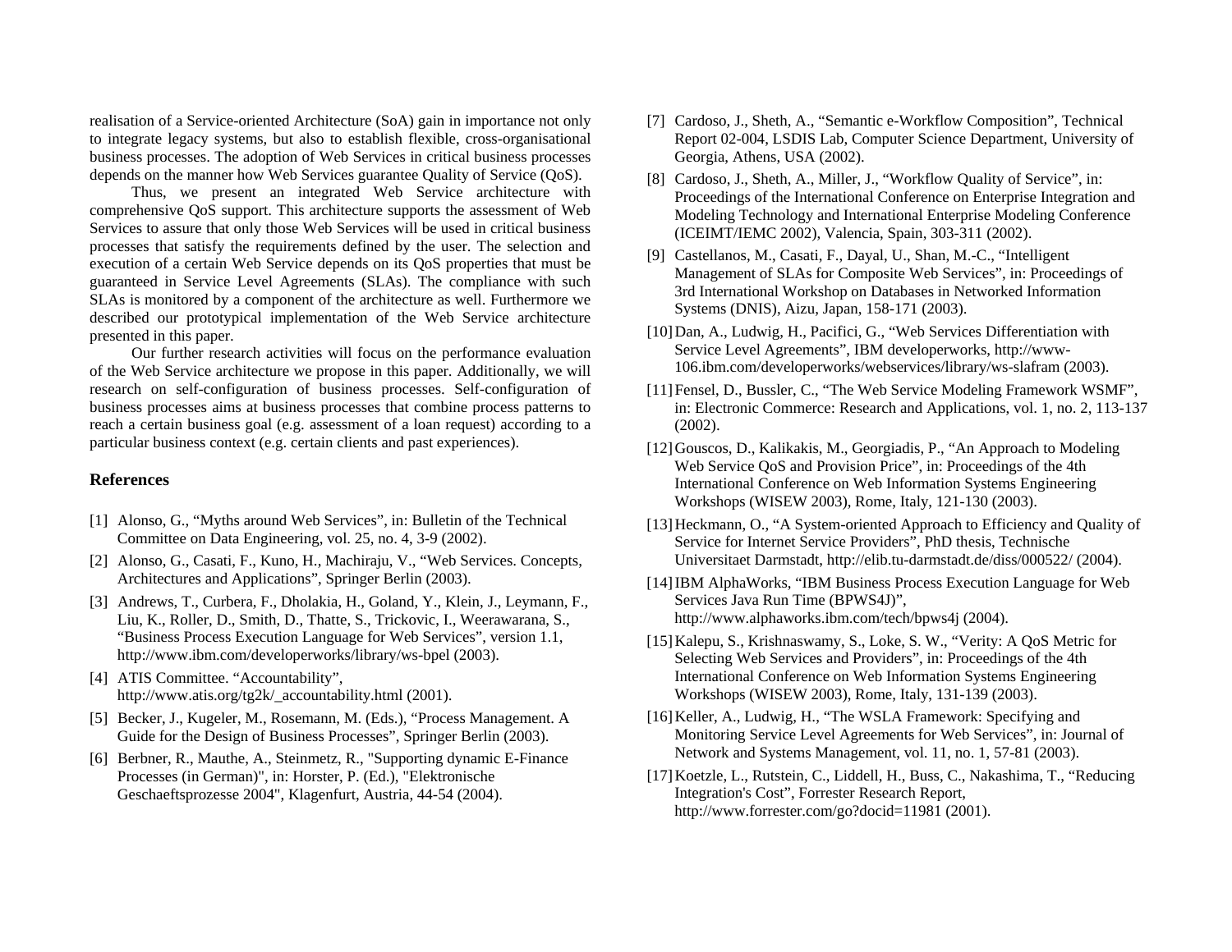realisation of a Service-oriented Architecture (SoA) gain in importance not only to integrate legacy systems, but also to establish flexible, cross-organisational business processes. The adoption of Web Services in critical business processes depends on the manner how Web Services guarantee Quality of Service (QoS).

Thus, we present an integrated Web Service architecture with comprehensive QoS support. This architecture supports the assessment of Web Services to assure that only those Web Services will be used in critical business processes that satisfy the requirements defined by the user. The selection and execution of a certain Web Service depends on its QoS properties that must be guaranteed in Service Level Agreements (SLAs). The compliance with such SLAs is monitored by a component of the architecture as well. Furthermore we described our prototypical implementation of the Web Service architecture presented in this paper.

Our further research activities will focus on the performance evaluation of the Web Service architecture we propose in this paper. Additionally, we will research on self-configuration of business processes. Self-configuration of business processes aims at business processes that combine process patterns to reach a certain business goal (e.g. assessment of a loan request) according to a particular business context (e.g. certain clients and past experiences).

## References

[1] Alonso, G., "Myths around Web Services", in: Bulletin of the Technical Committee on Data Engineering, vol. 25, no. 4, 3-9 (2002).

[2] Alonso, G., Casati, F., Kuno, H., Machiraju, V., "Web Services. Concepts, Architectures and Applications", Springer Berlin (2003).

[3] Andrews, T., Curbera, F., Dholakia, H., Goland, Y., Klein, J., Leymann, F., Liu, K., Roller, D., Smith, D., Thatte, S., Trickovic, I., Weerawarana, S., "Business Process Execution Language for Web Services", version 1.1, http://www.ibm.com/developerworks/library/ws-bpel (2003).

[4] ATIS Committee. "Accountability", http://www.atis.org/tg2k/_accountability.html (2001).

[5] Becker, J., Kugeler, M., Rosemann, M. (Eds.), "Process Management. A Guide for the Design of Business Processes", Springer Berlin (2003).

[6] Berbner, R., Mauthe, A., Steinmetz, R., "Supporting dynamic E-Finance Processes (in German)", in: Horster, P. (Ed.), "Elektronische Geschaeftsprozesse 2004", Klagenfurt, Austria, 44-54 (2004).

[7] Cardoso, J., Sheth, A., "Semantic e-Workflow Composition", Technical Report 02-004, LSDIS Lab, Computer Science Department, University of Georgia, Athens, USA (2002).

[8] Cardoso, J., Sheth, A., Miller, J., "Workflow Quality of Service", in: Proceedings of the International Conference on Enterprise Integration and Modeling Technology and International Enterprise Modeling Conference (ICEIMT/IEMC 2002), Valencia, Spain, 303-311 (2002).

[9] Castellanos, M., Casati, F., Dayal, U., Shan, M.-C., "Intelligent Management of SLAs for Composite Web Services", in: Proceedings of 3rd International Workshop on Databases in Networked Information Systems (DNIS), Aizu, Japan, 158-171 (2003).

[10] Dan, A., Ludwig, H., Pacifici, G., "Web Services Differentiation with Service Level Agreements", IBM developerworks, http://www-106.ibm.com/developerworks/webservices/library/ws-slafram (2003).

[11] Fensel, D., Bussler, C., "The Web Service Modeling Framework WSMF", in: Electronic Commerce: Research and Applications, vol. 1, no. 2, 113-137 (2002).

[12] Gouscos, D., Kalikakis, M., Georgiadis, P., "An Approach to Modeling Web Service QoS and Provision Price", in: Proceedings of the 4th International Conference on Web Information Systems Engineering Workshops (WISEW 2003), Rome, Italy, 121-130 (2003).

[13] Heckmann, O., "A System-oriented Approach to Efficiency and Quality of Service for Internet Service Providers", PhD thesis, Technische Universitaet Darmstadt, http://elib.tu-darmstadt.de/diss/000522/ (2004).

[14] IBM AlphaWorks, "IBM Business Process Execution Language for Web Services Java Run Time (BPWS4J)", http://www.alphaworks.ibm.com/tech/bpws4j (2004).

[15] Kalepu, S., Krishnaswamy, S., Loke, S. W., "Verity: A QoS Metric for Selecting Web Services and Providers", in: Proceedings of the 4th International Conference on Web Information Systems Engineering Workshops (WISEW 2003), Rome, Italy, 131-139 (2003).

[16] Keller, A., Ludwig, H., "The WSLA Framework: Specifying and Monitoring Service Level Agreements for Web Services", in: Journal of Network and Systems Management, vol. 11, no. 1, 57-81 (2003).

[17] Koetzle, L., Rutstein, C., Liddell, H., Buss, C., Nakashima, T., "Reducing Integration's Cost", Forrester Research Report, http://www.forrester.com/go?docid=11981 (2001).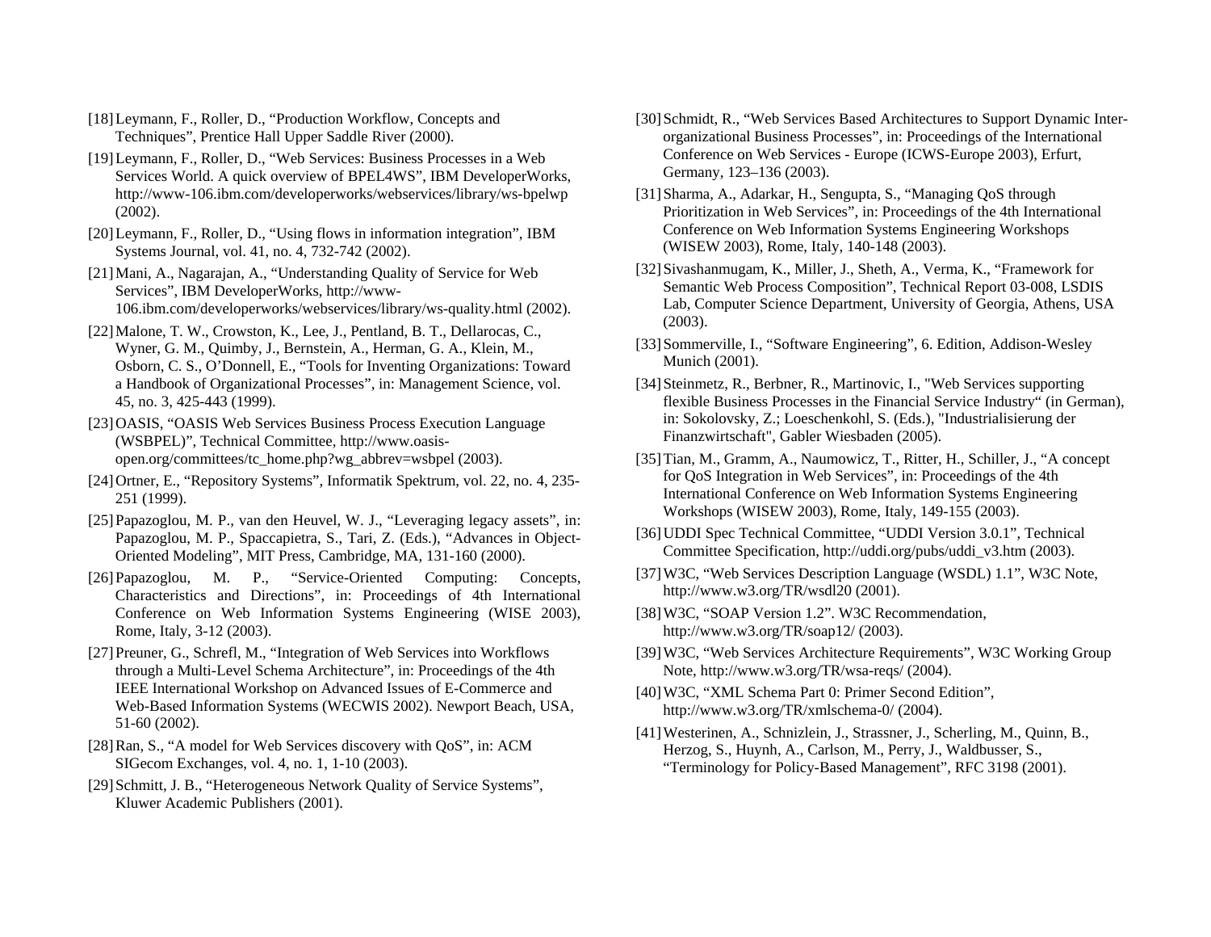[18] Leymann, F., Roller, D., “Production Workflow, Concepts and Techniques”, Prentice Hall Upper Saddle River (2000).

[19] Leymann, F., Roller, D., “Web Services: Business Processes in a Web Services World. A quick overview of BPEL4WS”, IBM DeveloperWorks, http://www-106.ibm.com/developerworks/webservices/library/ws-bpelwp (2002).

[20] Leymann, F., Roller, D., “Using flows in information integration”, IBM Systems Journal, vol. 41, no. 4, 732-742 (2002).

[21] Mani, A., Nagarajan, A., “Understanding Quality of Service for Web Services”, IBM DeveloperWorks, http://www-106.ibm.com/developerworks/webservices/library/ws-quality.html (2002).

[22] Malone, T. W., Crowston, K., Lee, J., Pentland, B. T., Dellarocas, C., Wyner, G. M., Quimby, J., Bernstein, A., Herman, G. A., Klein, M., Osborn, C. S., O’Donnell, E., “Tools for Inventing Organizations: Toward a Handbook of Organizational Processes”, in: Management Science, vol. 45, no. 3, 425-443 (1999).

[23] OASIS, “OASIS Web Services Business Process Execution Language (WSBPEL)”, Technical Committee, http://www.oasis-open.org/committees/tc_home.php?wg_abbrev=wsbpel (2003).

[24] Ortner, E., “Repository Systems”, Informatik Spektrum, vol. 22, no. 4, 235-251 (1999).

[25] Papazoglou, M. P., van den Heuvel, W. J., “Leveraging legacy assets”, in: Papazoglou, M. P., Spaccapietra, S., Tari, Z. (Eds.), “Advances in Object-Oriented Modeling”, MIT Press, Cambridge, MA, 131-160 (2000).

[26] Papazoglou, M. P., “Service-Oriented Computing: Concepts, Characteristics and Directions”, in: Proceedings of 4th International Conference on Web Information Systems Engineering (WISE 2003), Rome, Italy, 3-12 (2003).

[27] Preuner, G., Schrefl, M., “Integration of Web Services into Workflows through a Multi-Level Schema Architecture”, in: Proceedings of the 4th IEEE International Workshop on Advanced Issues of E-Commerce and Web-Based Information Systems (WECWIS 2002). Newport Beach, USA, 51-60 (2002).

[28] Ran, S., “A model for Web Services discovery with QoS”, in: ACM SIGecom Exchanges, vol. 4, no. 1, 1-10 (2003).

[29] Schmitt, J. B., “Heterogeneous Network Quality of Service Systems”, Kluwer Academic Publishers (2001).

[30] Schmidt, R., “Web Services Based Architectures to Support Dynamic Inter-organizational Business Processes”, in: Proceedings of the International Conference on Web Services - Europe (ICWS-Europe 2003), Erfurt, Germany, 123–136 (2003).

[31] Sharma, A., Adarkar, H., Sengupta, S., “Managing QoS through Prioritization in Web Services”, in: Proceedings of the 4th International Conference on Web Information Systems Engineering Workshops (WISEW 2003), Rome, Italy, 140-148 (2003).

[32] Sivashanmugam, K., Miller, J., Sheth, A., Verma, K., “Framework for Semantic Web Process Composition”, Technical Report 03-008, LSDIS Lab, Computer Science Department, University of Georgia, Athens, USA (2003).

[33] Sommerville, I., “Software Engineering”, 6. Edition, Addison-Wesley Munich (2001).

[34] Steinmetz, R., Berbner, R., Martinovic, I., "Web Services supporting flexible Business Processes in the Financial Service Industry“ (in German), in: Sokolovsky, Z.; Loeschenkohl, S. (Eds.), "Industrialisierung der Finanzwirtschaft", Gabler Wiesbaden (2005).

[35] Tian, M., Gramm, A., Naumowicz, T., Ritter, H., Schiller, J., “A concept for QoS Integration in Web Services”, in: Proceedings of the 4th International Conference on Web Information Systems Engineering Workshops (WISEW 2003), Rome, Italy, 149-155 (2003).

[36] UDDI Spec Technical Committee, “UDDI Version 3.0.1”, Technical Committee Specification, http://uddi.org/pubs/uddi_v3.htm (2003).

[37] W3C, “Web Services Description Language (WSDL) 1.1”, W3C Note, http://www.w3.org/TR/wsdl20 (2001).

[38] W3C, “SOAP Version 1.2”. W3C Recommendation, http://www.w3.org/TR/soap12/ (2003).

[39] W3C, “Web Services Architecture Requirements”, W3C Working Group Note, http://www.w3.org/TR/wsa-reqs/ (2004).

[40] W3C, “XML Schema Part 0: Primer Second Edition”, http://www.w3.org/TR/xmlschema-0/ (2004).

[41] Westerinen, A., Schnizlein, J., Strassner, J., Scherling, M., Quinn, B., Herzog, S., Huynh, A., Carlson, M., Perry, J., Waldbusser, S., “Terminology for Policy-Based Management”, RFC 3198 (2001).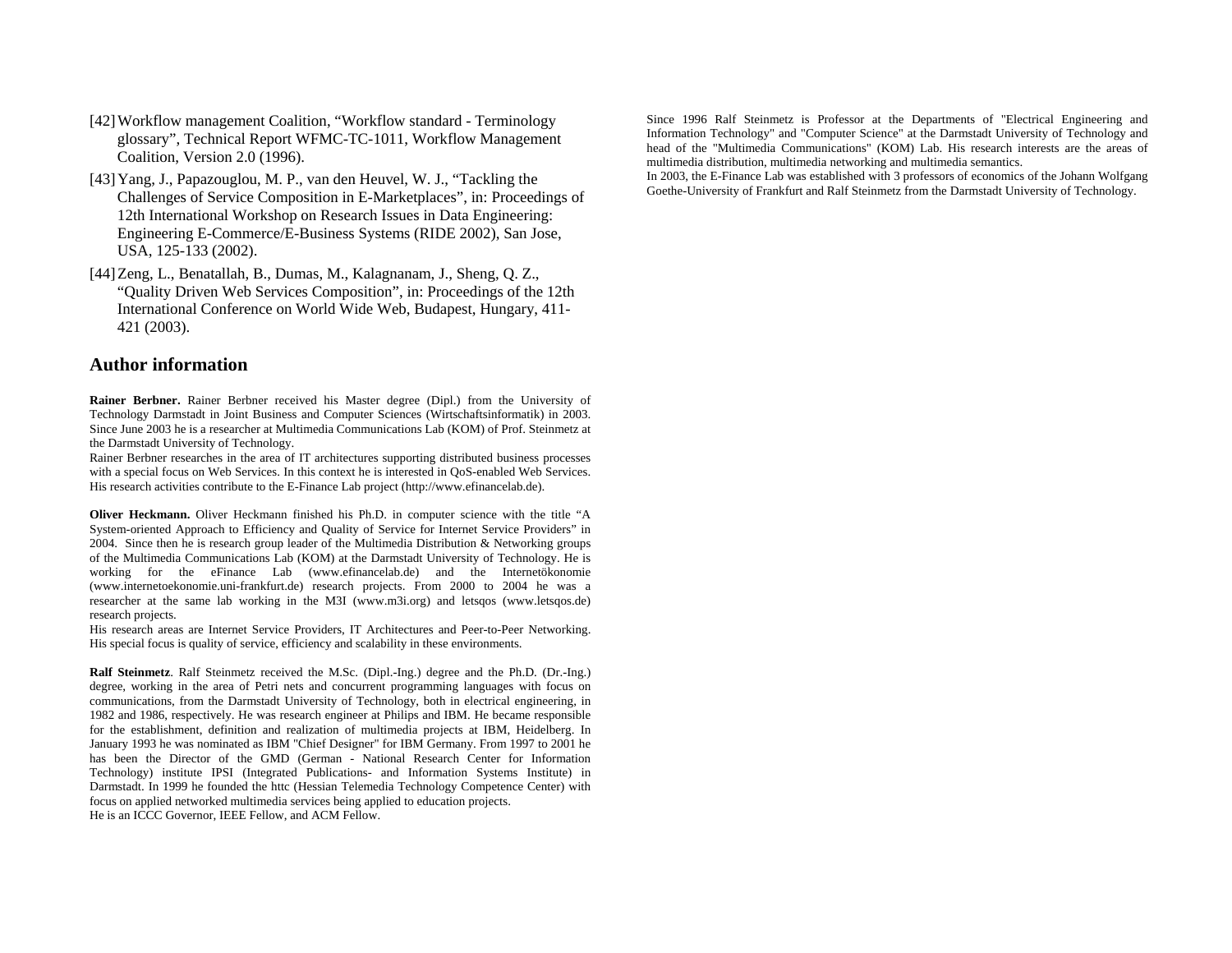[42] Workflow management Coalition, “Workflow standard - Terminology glossary”, Technical Report WFMC-TC-1011, Workflow Management Coalition, Version 2.0 (1996).

[43] Yang, J., Papazouglou, M. P., van den Heuvel, W. J., “Tackling the Challenges of Service Composition in E-Marketplaces”, in: Proceedings of 12th International Workshop on Research Issues in Data Engineering: Engineering E-Commerce/E-Business Systems (RIDE 2002), San Jose, USA, 125-133 (2002).

[44] Zeng, L., Benatallah, B., Dumas, M., Kalagnanam, J., Sheng, Q. Z., “Quality Driven Web Services Composition”, in: Proceedings of the 12th International Conference on World Wide Web, Budapest, Hungary, 411-421 (2003).

## Author information

**Rainer Berbner.** Rainer Berbner received his Master degree (Dipl.) from the University of Technology Darmstadt in Joint Business and Computer Sciences (Wirtschaftsinformatik) in 2003. Since June 2003 he is a researcher at Multimedia Communications Lab (KOM) of Prof. Steinmetz at the Darmstadt University of Technology.
Rainer Berbner researches in the area of IT architectures supporting distributed business processes with a special focus on Web Services. In this context he is interested in QoS-enabled Web Services. His research activities contribute to the E-Finance Lab project (http://www.efinancelab.de).

**Oliver Heckmann.** Oliver Heckmann finished his Ph.D. in computer science with the title “A System-oriented Approach to Efficiency and Quality of Service for Internet Service Providers” in 2004. Since then he is research group leader of the Multimedia Distribution & Networking groups of the Multimedia Communications Lab (KOM) at the Darmstadt University of Technology. He is working for the eFinance Lab (www.efinancelab.de) and the Internetökonomie (www.internetoekonomie.uni-frankfurt.de) research projects. From 2000 to 2004 he was a researcher at the same lab working in the M3I (www.m3i.org) and letsqos (www.letsqos.de) research projects.
His research areas are Internet Service Providers, IT Architectures and Peer-to-Peer Networking. His special focus is quality of service, efficiency and scalability in these environments.

**Ralf Steinmetz**. Ralf Steinmetz received the M.Sc. (Dipl.-Ing.) degree and the Ph.D. (Dr.-Ing.) degree, working in the area of Petri nets and concurrent programming languages with focus on communications, from the Darmstadt University of Technology, both in electrical engineering, in 1982 and 1986, respectively. He was research engineer at Philips and IBM. He became responsible for the establishment, definition and realization of multimedia projects at IBM, Heidelberg. In January 1993 he was nominated as IBM "Chief Designer" for IBM Germany. From 1997 to 2001 he has been the Director of the GMD (German - National Research Center for Information Technology) institute IPSI (Integrated Publications- and Information Systems Institute) in Darmstadt. In 1999 he founded the httc (Hessian Telemedia Technology Competence Center) with focus on applied networked multimedia services being applied to education projects.
He is an ICCC Governor, IEEE Fellow, and ACM Fellow.

Since 1996 Ralf Steinmetz is Professor at the Departments of "Electrical Engineering and Information Technology" and "Computer Science" at the Darmstadt University of Technology and head of the "Multimedia Communications" (KOM) Lab. His research interests are the areas of multimedia distribution, multimedia networking and multimedia semantics.
In 2003, the E-Finance Lab was established with 3 professors of economics of the Johann Wolfgang Goethe-University of Frankfurt and Ralf Steinmetz from the Darmstadt University of Technology.